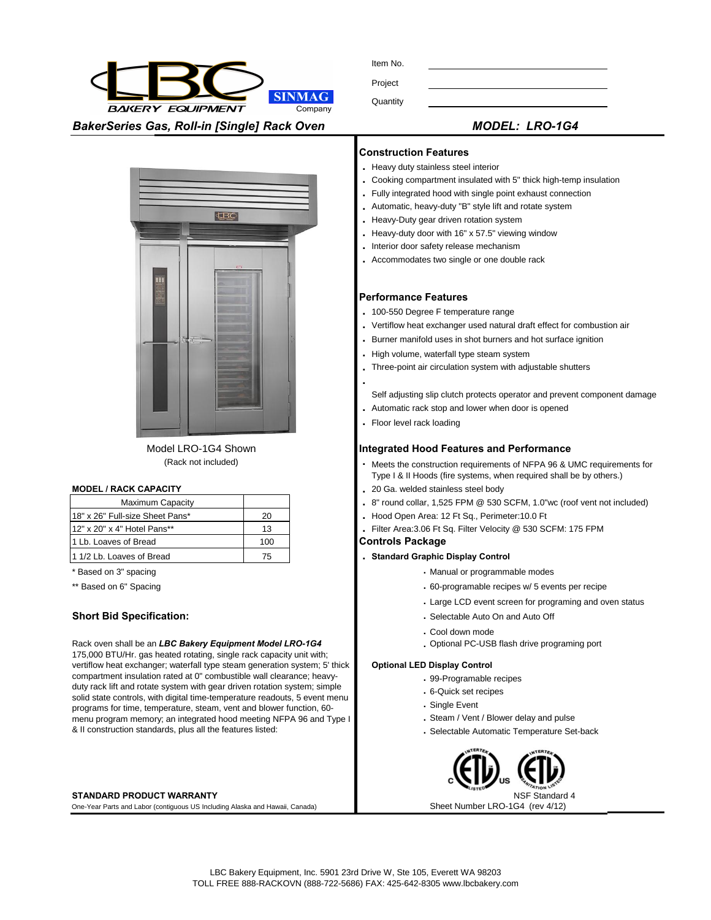LBC BAKERY EQUIPMENT SINMAG Company

Item No. \_\_\_\_\_\_\_\_\_\_

Project \_\_\_\_\_\_\_\_\_\_

Quantity \_\_\_\_\_\_\_\_\_\_

## *BakerSeries Gas, Roll-in [Single] Rack Oven*

## *MODEL: LRO-1G4*

Model LRO-1G4 Shown
(Rack not included)

**MODEL / RACK CAPACITY**

| Maximum Capacity | |
|---|---|
| 18" x 26" Full-size Sheet Pans* | 20 |
| 12" x 20" x 4" Hotel Pans** | 13 |
| 1 Lb. Loaves of Bread | 100 |
| 1 1/2 Lb. Loaves of Bread | 75 |

\* Based on 3" spacing

\*\* Based on 6" Spacing

### Short Bid Specification:

Rack oven shall be an ***LBC Bakery Equipment Model LRO-1G4*** 175,000 BTU/Hr. gas heated rotating, single rack capacity unit with; vertiflow heat exchanger; waterfall type steam generation system; 5' thick compartment insulation rated at 0" combustible wall clearance; heavy-duty rack lift and rotate system with gear driven rotation system; simple solid state controls, with digital time-temperature readouts, 5 event menu programs for time, temperature, steam, vent and blower function, 60-menu program memory; an integrated hood meeting NFPA 96 and Type I & II construction standards, plus all the features listed:

**STANDARD PRODUCT WARRANTY**

One-Year Parts and Labor (contiguous US Including Alaska and Hawaii, Canada)

### Construction Features

- Heavy duty stainless steel interior
- Cooking compartment insulated with 5" thick high-temp insulation
- Fully integrated hood with single point exhaust connection
- Automatic, heavy-duty "B" style lift and rotate system
- Heavy-Duty gear driven rotation system
- Heavy-duty door with 16" x 57.5" viewing window
- Interior door safety release mechanism
- Accommodates two single or one double rack

### Performance Features

- 100-550 Degree F temperature range
- Vertiflow heat exchanger used natural draft effect for combustion air
- Burner manifold uses in shot burners and hot surface ignition
- High volume, waterfall type steam system
- Three-point air circulation system with adjustable shutters
- Self adjusting slip clutch protects operator and prevent component damage
- Automatic rack stop and lower when door is opened
- Floor level rack loading

### Integrated Hood Features and Performance

- Meets the construction requirements of NFPA 96 & UMC requirements for Type I & II Hoods (fire systems, when required shall be by others.)
- 20 Ga. welded stainless steel body
- 8" round collar, 1,525 FPM @ 530 SCFM, 1.0"wc (roof vent not included)
- Hood Open Area: 12 Ft Sq., Perimeter:10.0 Ft
- Filter Area:3.06 Ft Sq. Filter Velocity @ 530 SCFM: 175 FPM

### Controls Package

- **Standard Graphic Display Control**
  - Manual or programmable modes
  - 60-programable recipes w/ 5 events per recipe
  - Large LCD event screen for programing and oven status
  - Selectable Auto On and Auto Off
  - Cool down mode
  - Optional PC-USB flash drive programing port

**Optional LED Display Control**

- 99-Programable recipes
- 6-Quick set recipes
- Single Event
- Steam / Vent / Blower delay and pulse
- Selectable Automatic Temperature Set-back

C ETL US LISTED — ETL SANITATION LISTED

NSF Standard 4

Sheet Number LRO-1G4 (rev 4/12)

LBC Bakery Equipment, Inc. 5901 23rd Drive W, Ste 105, Everett WA 98203
TOLL FREE 888-RACKOVN (888-722-5686) FAX: 425-642-8305 www.lbcbakery.com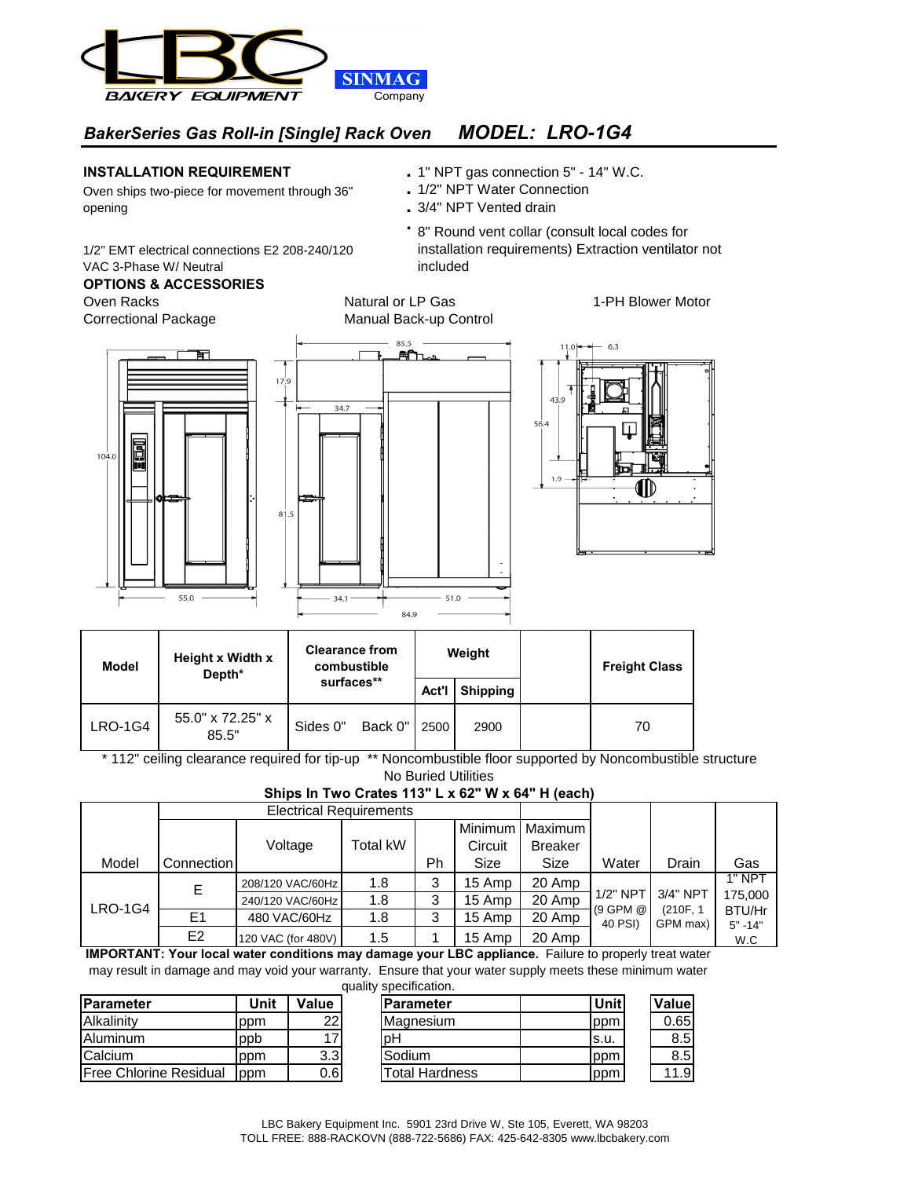BAKERY EQUIPMENT

SINMAG Company

## *BakerSeries Gas Roll-in [Single] Rack Oven* *MODEL: LRO-1G4*

**INSTALLATION REQUIREMENT**

Oven ships two-piece for movement through 36" opening

1/2" EMT electrical connections E2 208-240/120 VAC 3-Phase W/ Neutral

- 1" NPT gas connection 5" - 14" W.C.
- 1/2" NPT Water Connection
- 3/4" NPT Vented drain
- 8" Round vent collar (consult local codes for installation requirements) Extraction ventilator not included

**OPTIONS & ACCESSORIES**

Oven Racks
Correctional Package
Natural or LP Gas
Manual Back-up Control
1-PH Blower Motor

104.0
55.0
85.5
17.9
34.7
81.5
34.1
51.0
84.9
11.0
6.3
43.9
56.4
1.9

| Model | Height x Width x Depth* | Clearance from combustible surfaces** | Weight | | | Freight Class |
|---|---|---|---|---|---|---|
| | | | Act'l | Shipping | | |
| LRO-1G4 | 55.0" x 72.25" x 85.5" | Sides 0" Back 0" | 2500 | 2900 | | 70 |

\* 112" ceiling clearance required for tip-up ** Noncombustible floor supported by Noncombustible structure
No Buried Utilities

**Ships In Two Crates 113" L x 62" W x 64" H (each)**

| | Electrical Requirements | | | | | | | | |
|---|---|---|---|---|---|---|---|---|---|
| Model | Connection | Voltage | Total kW | Ph | Minimum Circuit Size | Maximum Breaker Size | Water | Drain | Gas |
| LRO-1G4 | E | 208/120 VAC/60Hz | 1.8 | 3 | 15 Amp | 20 Amp | 1/2" NPT (9 GPM @ 40 PSI) | 3/4" NPT (210F, 1 GPM max) | 1" NPT 175,000 BTU/Hr 5" -14" W.C |
| | | 240/120 VAC/60Hz | 1.8 | 3 | 15 Amp | 20 Amp | | | |
| | E1 | 480 VAC/60Hz | 1.8 | 3 | 15 Amp | 20 Amp | | | |
| | E2 | 120 VAC (for 480V) | 1.5 | 1 | 15 Amp | 20 Amp | | | |

**IMPORTANT: Your local water conditions may damage your LBC appliance.** Failure to properly treat water may result in damage and may void your warranty. Ensure that your water supply meets these minimum water quality specification.

| Parameter | Unit | Value |
|---|---|---|
| Alkalinity | ppm | 22 |
| Aluminum | ppb | 17 |
| Calcium | ppm | 3.3 |
| Free Chlorine Residual | ppm | 0.6 |

| Parameter | Unit | Value |
|---|---|---|
| Magnesium | ppm | 0.65 |
| pH | s.u. | 8.5 |
| Sodium | ppm | 8.5 |
| Total Hardness | ppm | 11.9 |

LBC Bakery Equipment Inc. 5901 23rd Drive W, Ste 105, Everett, WA 98203
TOLL FREE: 888-RACKOVN (888-722-5686) FAX: 425-642-8305 www.lbcbakery.com